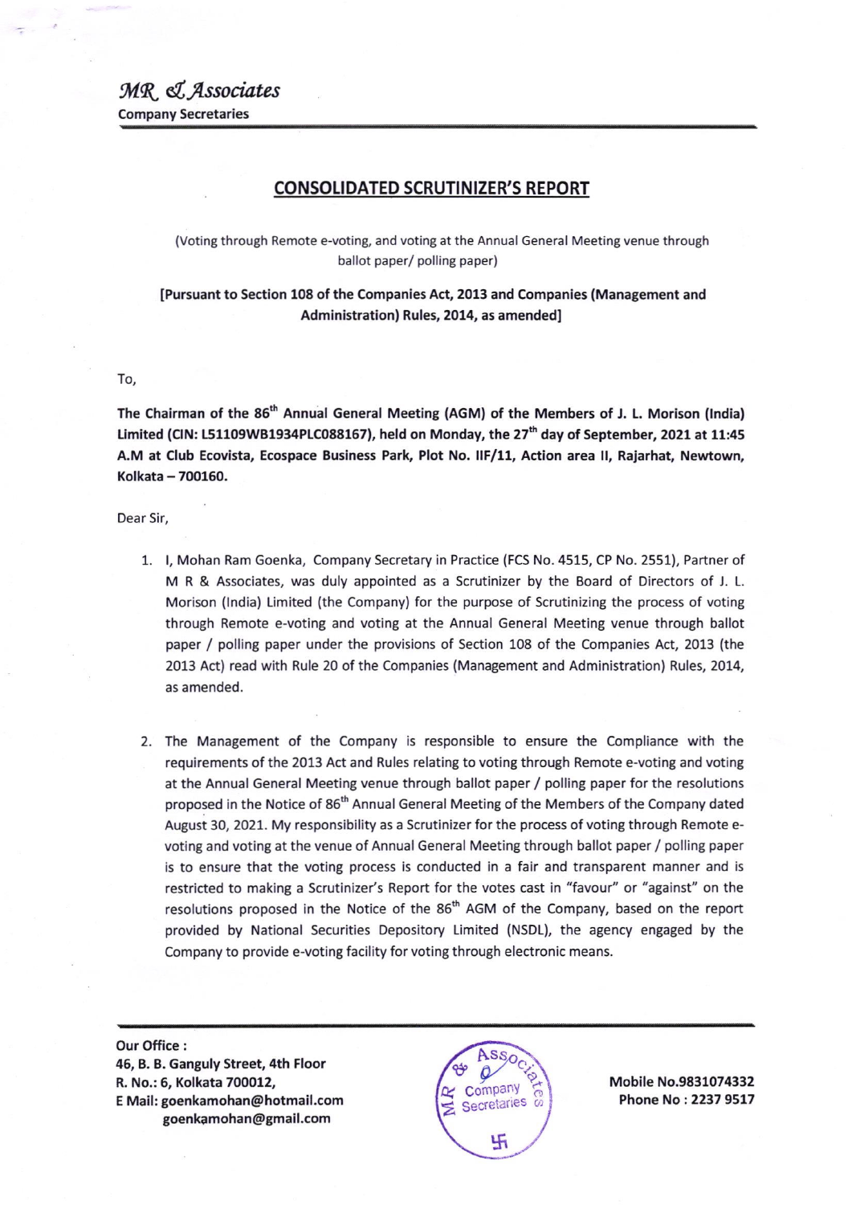*MR & Associates*
**Company Secretaries**

## CONSOLIDATED SCRUTINIZER'S REPORT

(Voting through Remote e-voting, and voting at the Annual General Meeting venue through ballot paper/ polling paper)

**[Pursuant to Section 108 of the Companies Act, 2013 and Companies (Management and Administration) Rules, 2014, as amended]**

To,

**The Chairman of the 86th Annual General Meeting (AGM) of the Members of J. L. Morison (India) Limited (CIN: L51109WB1934PLC088167), held on Monday, the 27th day of September, 2021 at 11:45 A.M at Club Ecovista, Ecospace Business Park, Plot No. IIF/11, Action area II, Rajarhat, Newtown, Kolkata – 700160.**

Dear Sir,

1. I, Mohan Ram Goenka, Company Secretary in Practice (FCS No. 4515, CP No. 2551), Partner of M R & Associates, was duly appointed as a Scrutinizer by the Board of Directors of J. L. Morison (India) Limited (the Company) for the purpose of Scrutinizing the process of voting through Remote e-voting and voting at the Annual General Meeting venue through ballot paper / polling paper under the provisions of Section 108 of the Companies Act, 2013 (the 2013 Act) read with Rule 20 of the Companies (Management and Administration) Rules, 2014, as amended.

2. The Management of the Company is responsible to ensure the Compliance with the requirements of the 2013 Act and Rules relating to voting through Remote e-voting and voting at the Annual General Meeting venue through ballot paper / polling paper for the resolutions proposed in the Notice of 86th Annual General Meeting of the Members of the Company dated August 30, 2021. My responsibility as a Scrutinizer for the process of voting through Remote e-voting and voting at the venue of Annual General Meeting through ballot paper / polling paper is to ensure that the voting process is conducted in a fair and transparent manner and is restricted to making a Scrutinizer's Report for the votes cast in "favour" or "against" on the resolutions proposed in the Notice of the 86th AGM of the Company, based on the report provided by National Securities Depository Limited (NSDL), the agency engaged by the Company to provide e-voting facility for voting through electronic means.

**Our Office :**
**46, B. B. Ganguly Street, 4th Floor**
**R. No.: 6, Kolkata 700012,**
**E Mail: goenkamohan@hotmail.com**
**goenkamohan@gmail.com**

**Mobile No.9831074332**
**Phone No : 2237 9517**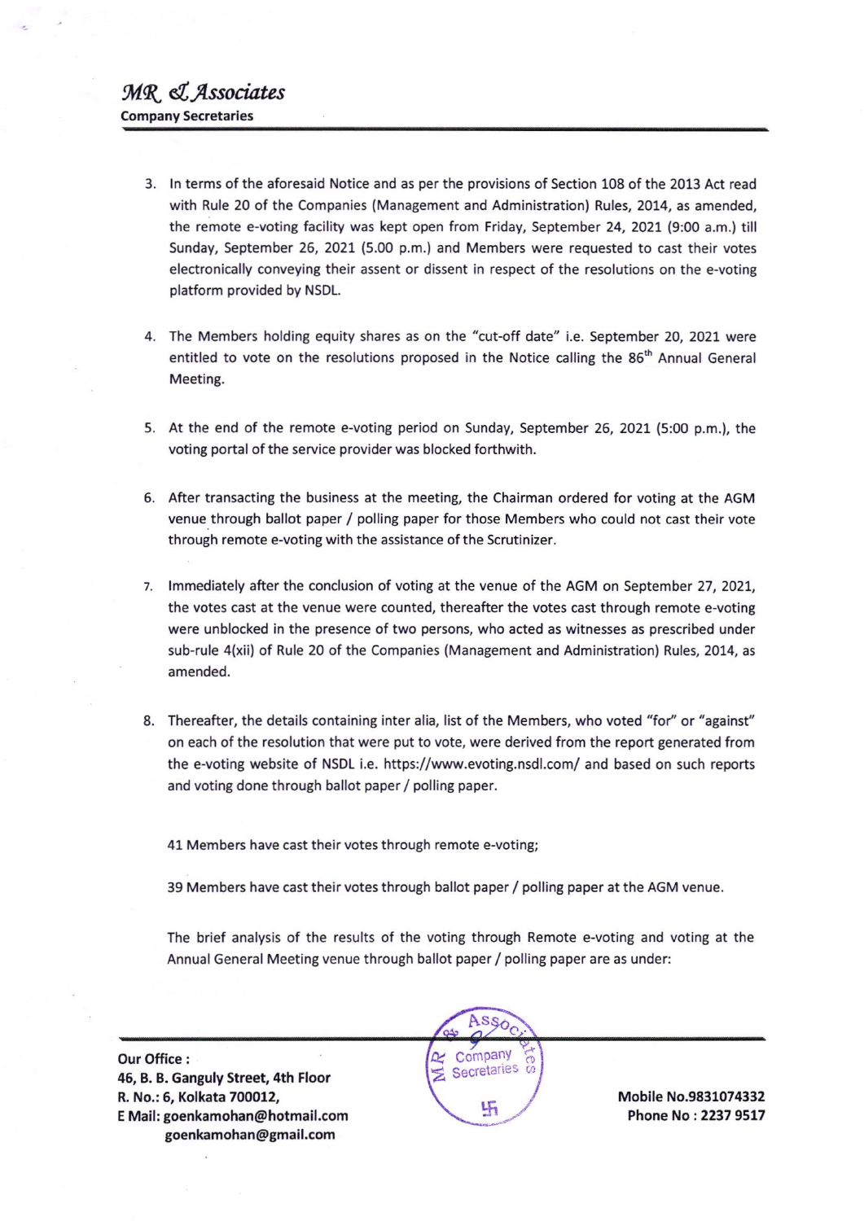3. In terms of the aforesaid Notice and as per the provisions of Section 108 of the 2013 Act read with Rule 20 of the Companies (Management and Administration) Rules, 2014, as amended, the remote e-voting facility was kept open from Friday, September 24, 2021 (9:00 a.m.) till Sunday, September 26, 2021 (5.00 p.m.) and Members were requested to cast their votes electronically conveying their assent or dissent in respect of the resolutions on the e-voting platform provided by NSDL.

4. The Members holding equity shares as on the "cut-off date" i.e. September 20, 2021 were entitled to vote on the resolutions proposed in the Notice calling the 86th Annual General Meeting.

5. At the end of the remote e-voting period on Sunday, September 26, 2021 (5:00 p.m.), the voting portal of the service provider was blocked forthwith.

6. After transacting the business at the meeting, the Chairman ordered for voting at the AGM venue through ballot paper / polling paper for those Members who could not cast their vote through remote e-voting with the assistance of the Scrutinizer.

7. Immediately after the conclusion of voting at the venue of the AGM on September 27, 2021, the votes cast at the venue were counted, thereafter the votes cast through remote e-voting were unblocked in the presence of two persons, who acted as witnesses as prescribed under sub-rule 4(xii) of Rule 20 of the Companies (Management and Administration) Rules, 2014, as amended.

8. Thereafter, the details containing inter alia, list of the Members, who voted "for" or "against" on each of the resolution that were put to vote, were derived from the report generated from the e-voting website of NSDL i.e. https://www.evoting.nsdl.com/ and based on such reports and voting done through ballot paper / polling paper.

   41 Members have cast their votes through remote e-voting;

   39 Members have cast their votes through ballot paper / polling paper at the AGM venue.

   The brief analysis of the results of the voting through Remote e-voting and voting at the Annual General Meeting venue through ballot paper / polling paper are as under: